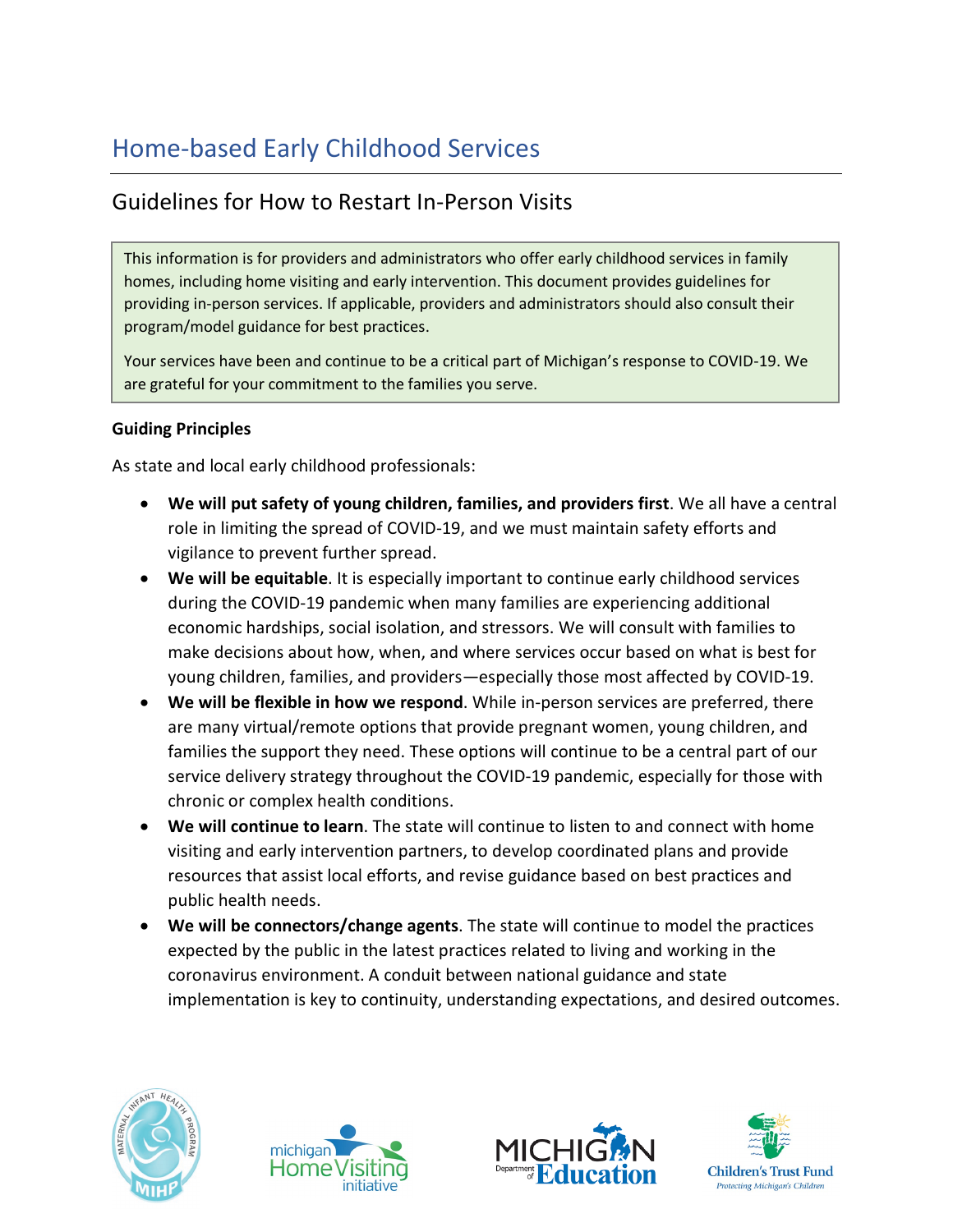# Home-based Early Childhood Services

## Guidelines for How to Restart In-Person Visits

This information is for providers and administrators who offer early childhood services in family homes, including home visiting and early intervention. This document provides guidelines for providing in-person services. If applicable, providers and administrators should also consult their program/model guidance for best practices.

Your services have been and continue to be a critical part of Michigan's response to COVID-19. We are grateful for your commitment to the families you serve.

**Guiding Principles**

As state and local early childhood professionals:

- **We will put safety of young children, families, and providers first**. We all have a central role in limiting the spread of COVID-19, and we must maintain safety efforts and vigilance to prevent further spread.
- **We will be equitable**. It is especially important to continue early childhood services during the COVID-19 pandemic when many families are experiencing additional economic hardships, social isolation, and stressors. We will consult with families to make decisions about how, when, and where services occur based on what is best for young children, families, and providers—especially those most affected by COVID-19.
- **We will be flexible in how we respond**. While in-person services are preferred, there are many virtual/remote options that provide pregnant women, young children, and families the support they need. These options will continue to be a central part of our service delivery strategy throughout the COVID-19 pandemic, especially for those with chronic or complex health conditions.
- **We will continue to learn**. The state will continue to listen to and connect with home visiting and early intervention partners, to develop coordinated plans and provide resources that assist local efforts, and revise guidance based on best practices and public health needs.
- **We will be connectors/change agents**. The state will continue to model the practices expected by the public in the latest practices related to living and working in the coronavirus environment. A conduit between national guidance and state implementation is key to continuity, understanding expectations, and desired outcomes.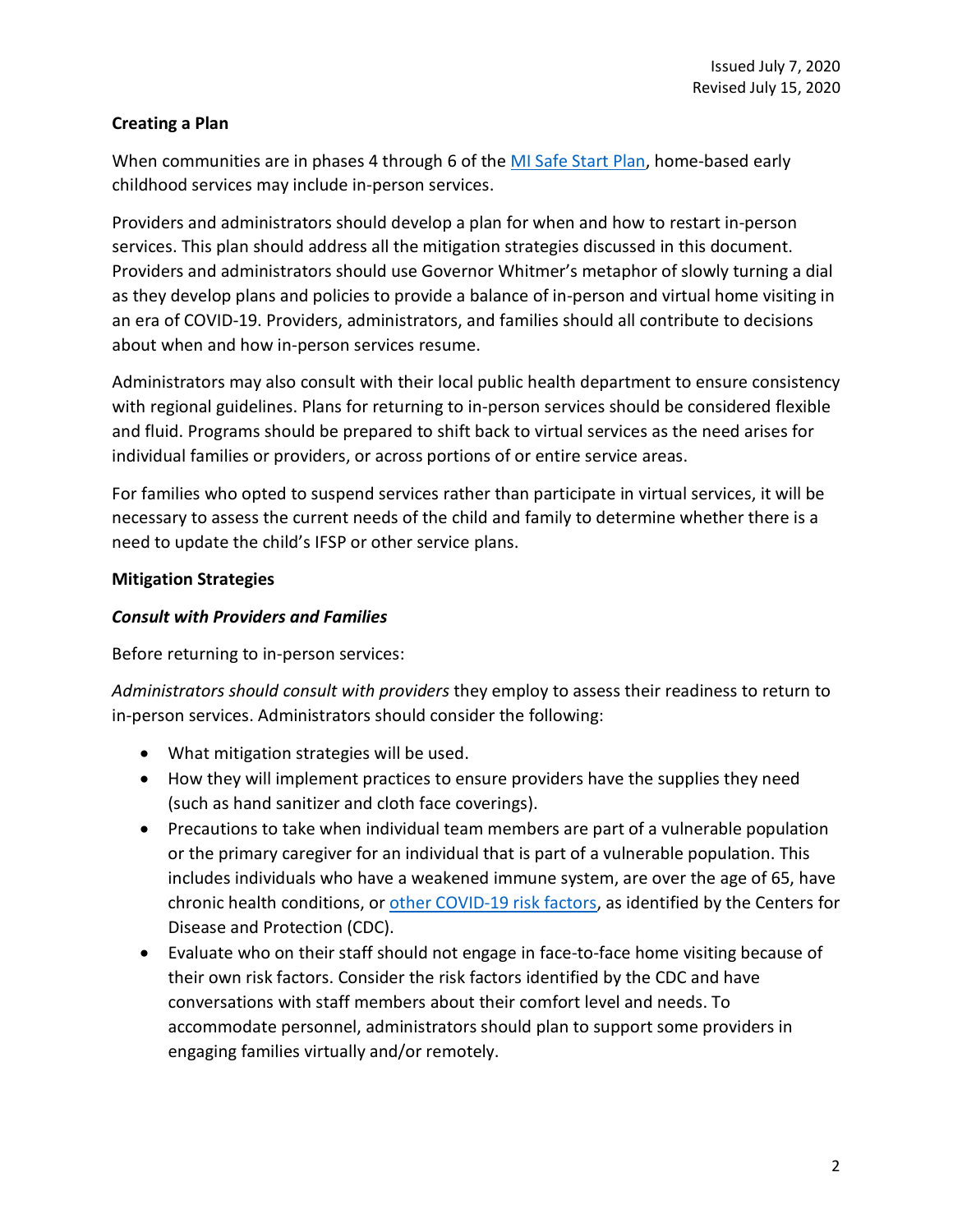Issued July 7, 2020
Revised July 15, 2020

**Creating a Plan**

When communities are in phases 4 through 6 of the [MI Safe Start Plan](), home-based early childhood services may include in-person services.

Providers and administrators should develop a plan for when and how to restart in-person services. This plan should address all the mitigation strategies discussed in this document. Providers and administrators should use Governor Whitmer's metaphor of slowly turning a dial as they develop plans and policies to provide a balance of in-person and virtual home visiting in an era of COVID-19. Providers, administrators, and families should all contribute to decisions about when and how in-person services resume.

Administrators may also consult with their local public health department to ensure consistency with regional guidelines. Plans for returning to in-person services should be considered flexible and fluid. Programs should be prepared to shift back to virtual services as the need arises for individual families or providers, or across portions of or entire service areas.

For families who opted to suspend services rather than participate in virtual services, it will be necessary to assess the current needs of the child and family to determine whether there is a need to update the child's IFSP or other service plans.

**Mitigation Strategies**

***Consult with Providers and Families***

Before returning to in-person services:

*Administrators should consult with providers* they employ to assess their readiness to return to in-person services. Administrators should consider the following:

- What mitigation strategies will be used.
- How they will implement practices to ensure providers have the supplies they need (such as hand sanitizer and cloth face coverings).
- Precautions to take when individual team members are part of a vulnerable population or the primary caregiver for an individual that is part of a vulnerable population. This includes individuals who have a weakened immune system, are over the age of 65, have chronic health conditions, or [other COVID-19 risk factors](), as identified by the Centers for Disease and Protection (CDC).
- Evaluate who on their staff should not engage in face-to-face home visiting because of their own risk factors. Consider the risk factors identified by the CDC and have conversations with staff members about their comfort level and needs. To accommodate personnel, administrators should plan to support some providers in engaging families virtually and/or remotely.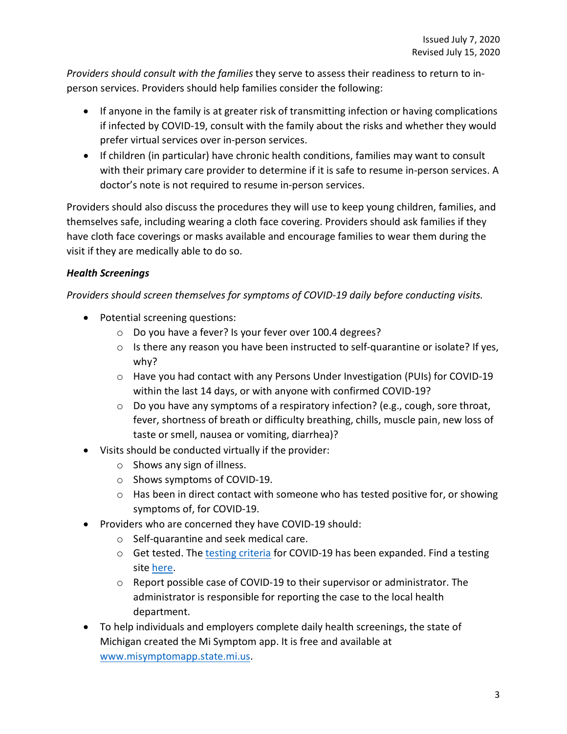*Providers should consult with the families* they serve to assess their readiness to return to in-person services. Providers should help families consider the following:

- If anyone in the family is at greater risk of transmitting infection or having complications if infected by COVID-19, consult with the family about the risks and whether they would prefer virtual services over in-person services.
- If children (in particular) have chronic health conditions, families may want to consult with their primary care provider to determine if it is safe to resume in-person services. A doctor's note is not required to resume in-person services.

Providers should also discuss the procedures they will use to keep young children, families, and themselves safe, including wearing a cloth face covering. Providers should ask families if they have cloth face coverings or masks available and encourage families to wear them during the visit if they are medically able to do so.

***Health Screenings***

*Providers should screen themselves for symptoms of COVID-19 daily before conducting visits.*

- Potential screening questions:
  - Do you have a fever? Is your fever over 100.4 degrees?
  - Is there any reason you have been instructed to self-quarantine or isolate? If yes, why?
  - Have you had contact with any Persons Under Investigation (PUIs) for COVID-19 within the last 14 days, or with anyone with confirmed COVID-19?
  - Do you have any symptoms of a respiratory infection? (e.g., cough, sore throat, fever, shortness of breath or difficulty breathing, chills, muscle pain, new loss of taste or smell, nausea or vomiting, diarrhea)?
- Visits should be conducted virtually if the provider:
  - Shows any sign of illness.
  - Shows symptoms of COVID-19.
  - Has been in direct contact with someone who has tested positive for, or showing symptoms of, for COVID-19.
- Providers who are concerned they have COVID-19 should:
  - Self-quarantine and seek medical care.
  - Get tested. The testing criteria for COVID-19 has been expanded. Find a testing site here.
  - Report possible case of COVID-19 to their supervisor or administrator. The administrator is responsible for reporting the case to the local health department.
- To help individuals and employers complete daily health screenings, the state of Michigan created the Mi Symptom app. It is free and available at www.misymptomapp.state.mi.us.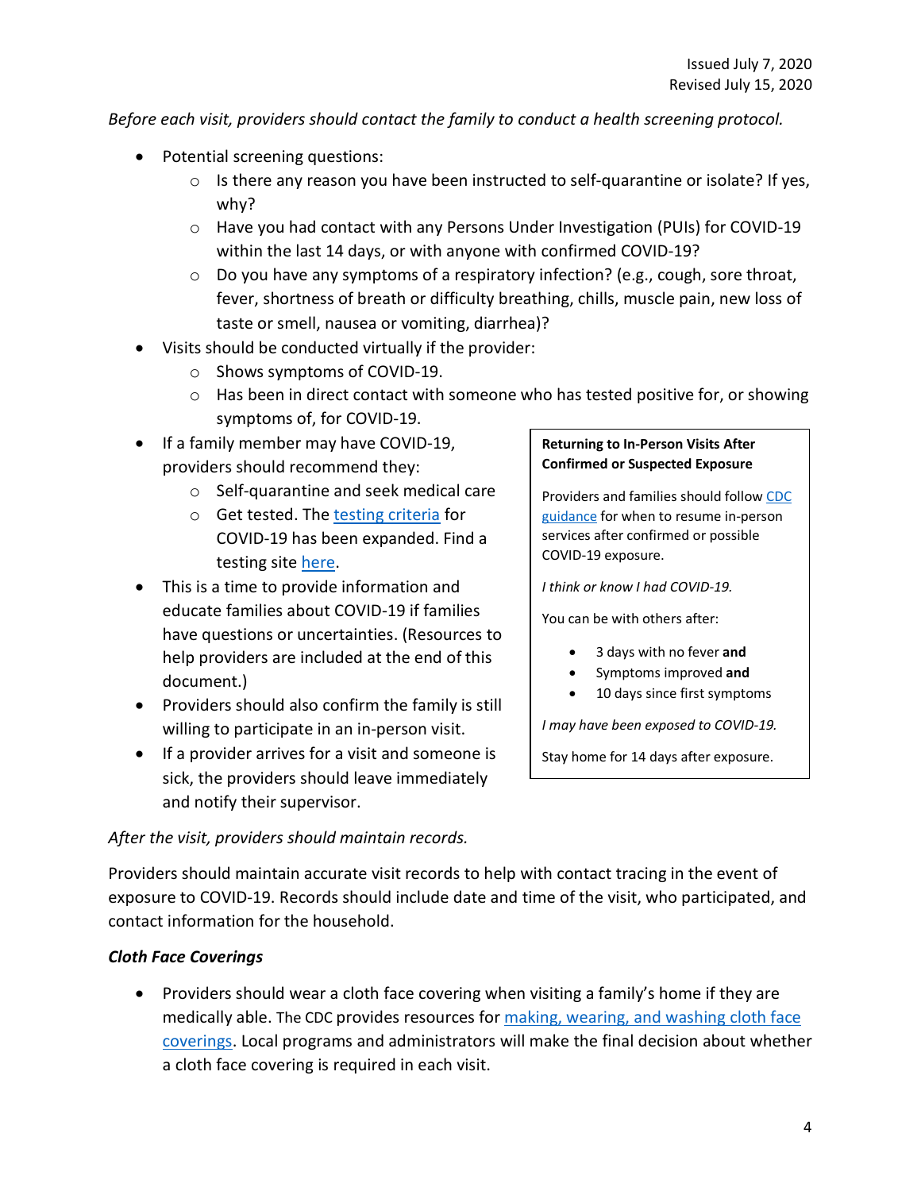Issued July 7, 2020
Revised July 15, 2020

*Before each visit, providers should contact the family to conduct a health screening protocol.*

- Potential screening questions:
  - Is there any reason you have been instructed to self-quarantine or isolate? If yes, why?
  - Have you had contact with any Persons Under Investigation (PUIs) for COVID-19 within the last 14 days, or with anyone with confirmed COVID-19?
  - Do you have any symptoms of a respiratory infection? (e.g., cough, sore throat, fever, shortness of breath or difficulty breathing, chills, muscle pain, new loss of taste or smell, nausea or vomiting, diarrhea)?
- Visits should be conducted virtually if the provider:
  - Shows symptoms of COVID-19.
  - Has been in direct contact with someone who has tested positive for, or showing symptoms of, for COVID-19.
- If a family member may have COVID-19, providers should recommend they:
  - Self-quarantine and seek medical care
  - Get tested. The [testing criteria]() for COVID-19 has been expanded. Find a testing site [here]().
- This is a time to provide information and educate families about COVID-19 if families have questions or uncertainties. (Resources to help providers are included at the end of this document.)
- Providers should also confirm the family is still willing to participate in an in-person visit.
- If a provider arrives for a visit and someone is sick, the providers should leave immediately and notify their supervisor.

> **Returning to In-Person Visits After Confirmed or Suspected Exposure**
>
> Providers and families should follow [CDC guidance]() for when to resume in-person services after confirmed or possible COVID-19 exposure.
>
> *I think or know I had COVID-19.*
>
> You can be with others after:
>
> - 3 days with no fever **and**
> - Symptoms improved **and**
> - 10 days since first symptoms
>
> *I may have been exposed to COVID-19.*
>
> Stay home for 14 days after exposure.

*After the visit, providers should maintain records.*

Providers should maintain accurate visit records to help with contact tracing in the event of exposure to COVID-19. Records should include date and time of the visit, who participated, and contact information for the household.

### *Cloth Face Coverings*

- Providers should wear a cloth face covering when visiting a family's home if they are medically able. The CDC provides resources for [making, wearing, and washing cloth face coverings](). Local programs and administrators will make the final decision about whether a cloth face covering is required in each visit.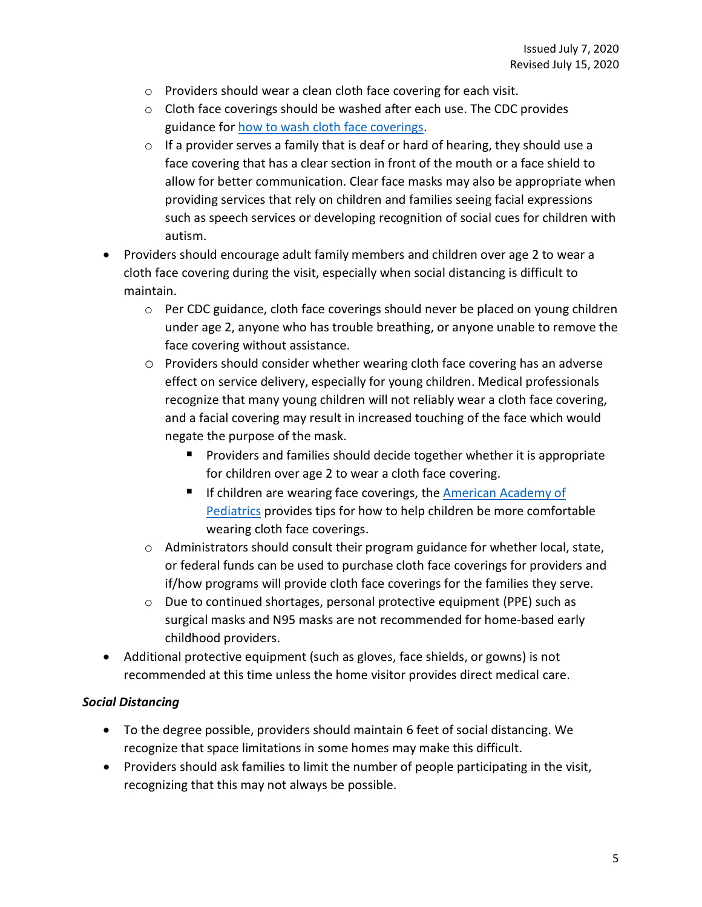- Providers should wear a clean cloth face covering for each visit.
  - Cloth face coverings should be washed after each use. The CDC provides guidance for [how to wash cloth face coverings]().
  - If a provider serves a family that is deaf or hard of hearing, they should use a face covering that has a clear section in front of the mouth or a face shield to allow for better communication. Clear face masks may also be appropriate when providing services that rely on children and families seeing facial expressions such as speech services or developing recognition of social cues for children with autism.
- Providers should encourage adult family members and children over age 2 to wear a cloth face covering during the visit, especially when social distancing is difficult to maintain.
  - Per CDC guidance, cloth face coverings should never be placed on young children under age 2, anyone who has trouble breathing, or anyone unable to remove the face covering without assistance.
  - Providers should consider whether wearing cloth face covering has an adverse effect on service delivery, especially for young children. Medical professionals recognize that many young children will not reliably wear a cloth face covering, and a facial covering may result in increased touching of the face which would negate the purpose of the mask.
    - Providers and families should decide together whether it is appropriate for children over age 2 to wear a cloth face covering.
    - If children are wearing face coverings, the [American Academy of Pediatrics]() provides tips for how to help children be more comfortable wearing cloth face coverings.
  - Administrators should consult their program guidance for whether local, state, or federal funds can be used to purchase cloth face coverings for providers and if/how programs will provide cloth face coverings for the families they serve.
  - Due to continued shortages, personal protective equipment (PPE) such as surgical masks and N95 masks are not recommended for home-based early childhood providers.
- Additional protective equipment (such as gloves, face shields, or gowns) is not recommended at this time unless the home visitor provides direct medical care.

### *Social Distancing*

- To the degree possible, providers should maintain 6 feet of social distancing. We recognize that space limitations in some homes may make this difficult.
- Providers should ask families to limit the number of people participating in the visit, recognizing that this may not always be possible.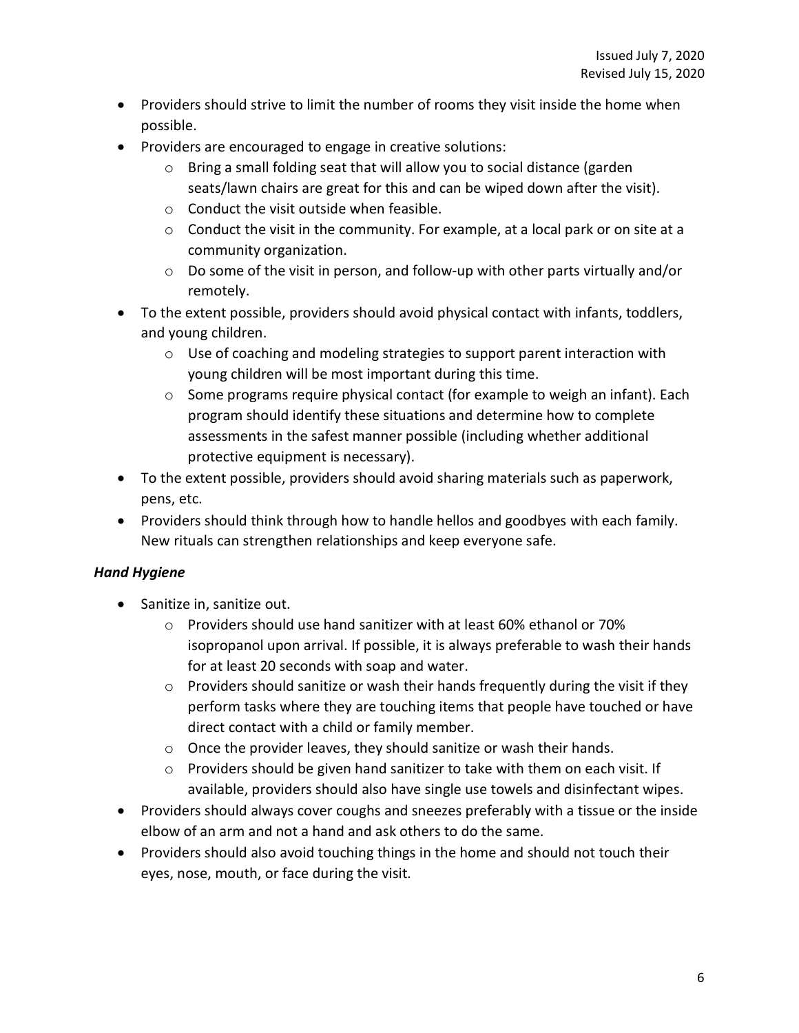- Providers should strive to limit the number of rooms they visit inside the home when possible.
- Providers are encouraged to engage in creative solutions:
    - Bring a small folding seat that will allow you to social distance (garden seats/lawn chairs are great for this and can be wiped down after the visit).
    - Conduct the visit outside when feasible.
    - Conduct the visit in the community. For example, at a local park or on site at a community organization.
    - Do some of the visit in person, and follow-up with other parts virtually and/or remotely.
- To the extent possible, providers should avoid physical contact with infants, toddlers, and young children.
    - Use of coaching and modeling strategies to support parent interaction with young children will be most important during this time.
    - Some programs require physical contact (for example to weigh an infant). Each program should identify these situations and determine how to complete assessments in the safest manner possible (including whether additional protective equipment is necessary).
- To the extent possible, providers should avoid sharing materials such as paperwork, pens, etc.
- Providers should think through how to handle hellos and goodbyes with each family. New rituals can strengthen relationships and keep everyone safe.

***Hand Hygiene***

- Sanitize in, sanitize out.
    - Providers should use hand sanitizer with at least 60% ethanol or 70% isopropanol upon arrival. If possible, it is always preferable to wash their hands for at least 20 seconds with soap and water.
    - Providers should sanitize or wash their hands frequently during the visit if they perform tasks where they are touching items that people have touched or have direct contact with a child or family member.
    - Once the provider leaves, they should sanitize or wash their hands.
    - Providers should be given hand sanitizer to take with them on each visit. If available, providers should also have single use towels and disinfectant wipes.
- Providers should always cover coughs and sneezes preferably with a tissue or the inside elbow of an arm and not a hand and ask others to do the same.
- Providers should also avoid touching things in the home and should not touch their eyes, nose, mouth, or face during the visit.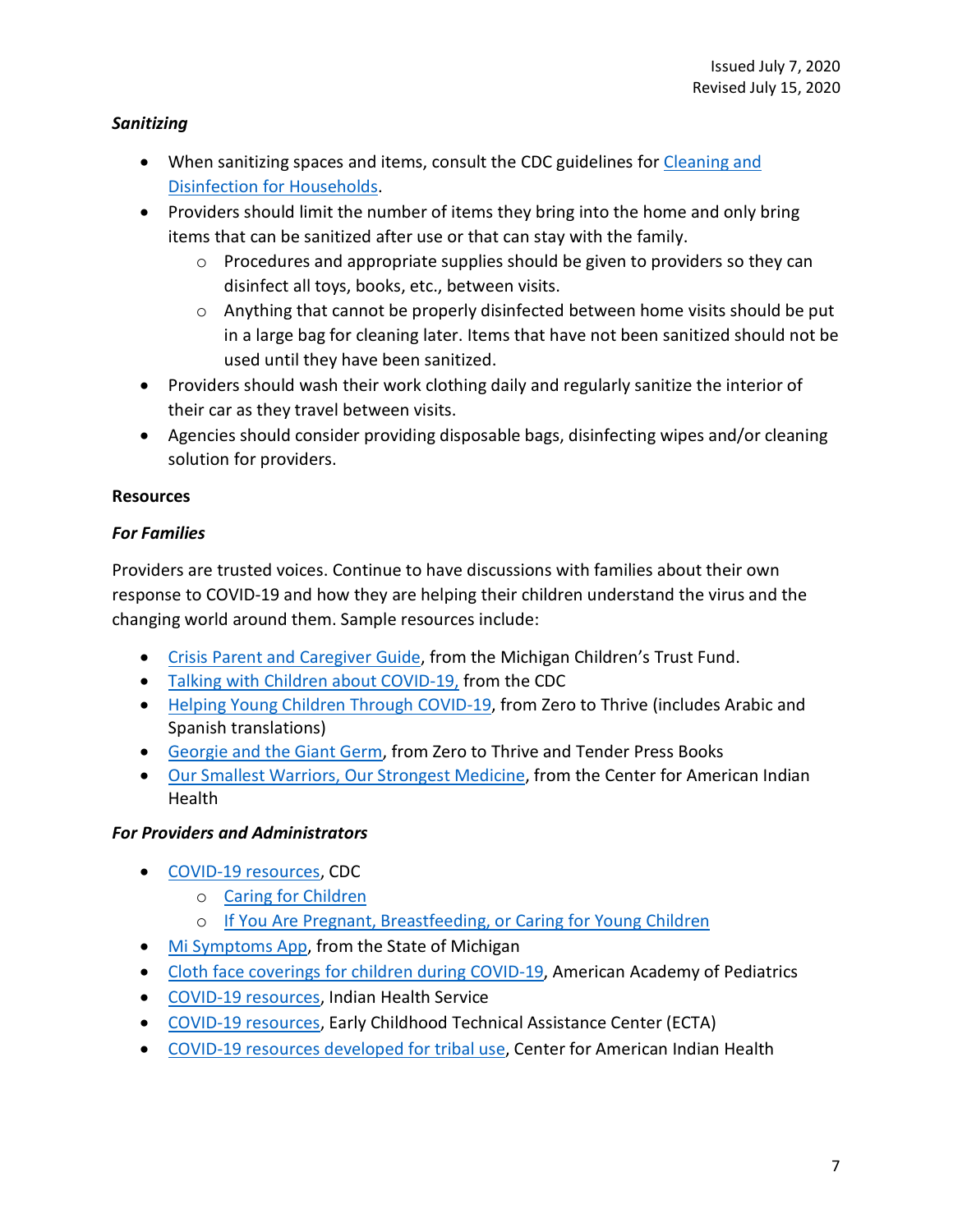### *Sanitizing*

- When sanitizing spaces and items, consult the CDC guidelines for Cleaning and Disinfection for Households.
- Providers should limit the number of items they bring into the home and only bring items that can be sanitized after use or that can stay with the family.
  - Procedures and appropriate supplies should be given to providers so they can disinfect all toys, books, etc., between visits.
  - Anything that cannot be properly disinfected between home visits should be put in a large bag for cleaning later. Items that have not been sanitized should not be used until they have been sanitized.
- Providers should wash their work clothing daily and regularly sanitize the interior of their car as they travel between visits.
- Agencies should consider providing disposable bags, disinfecting wipes and/or cleaning solution for providers.

## Resources

### *For Families*

Providers are trusted voices. Continue to have discussions with families about their own response to COVID-19 and how they are helping their children understand the virus and the changing world around them. Sample resources include:

- Crisis Parent and Caregiver Guide, from the Michigan Children's Trust Fund.
- Talking with Children about COVID-19, from the CDC
- Helping Young Children Through COVID-19, from Zero to Thrive (includes Arabic and Spanish translations)
- Georgie and the Giant Germ, from Zero to Thrive and Tender Press Books
- Our Smallest Warriors, Our Strongest Medicine, from the Center for American Indian Health

### *For Providers and Administrators*

- COVID-19 resources, CDC
  - Caring for Children
  - If You Are Pregnant, Breastfeeding, or Caring for Young Children
- Mi Symptoms App, from the State of Michigan
- Cloth face coverings for children during COVID-19, American Academy of Pediatrics
- COVID-19 resources, Indian Health Service
- COVID-19 resources, Early Childhood Technical Assistance Center (ECTA)
- COVID-19 resources developed for tribal use, Center for American Indian Health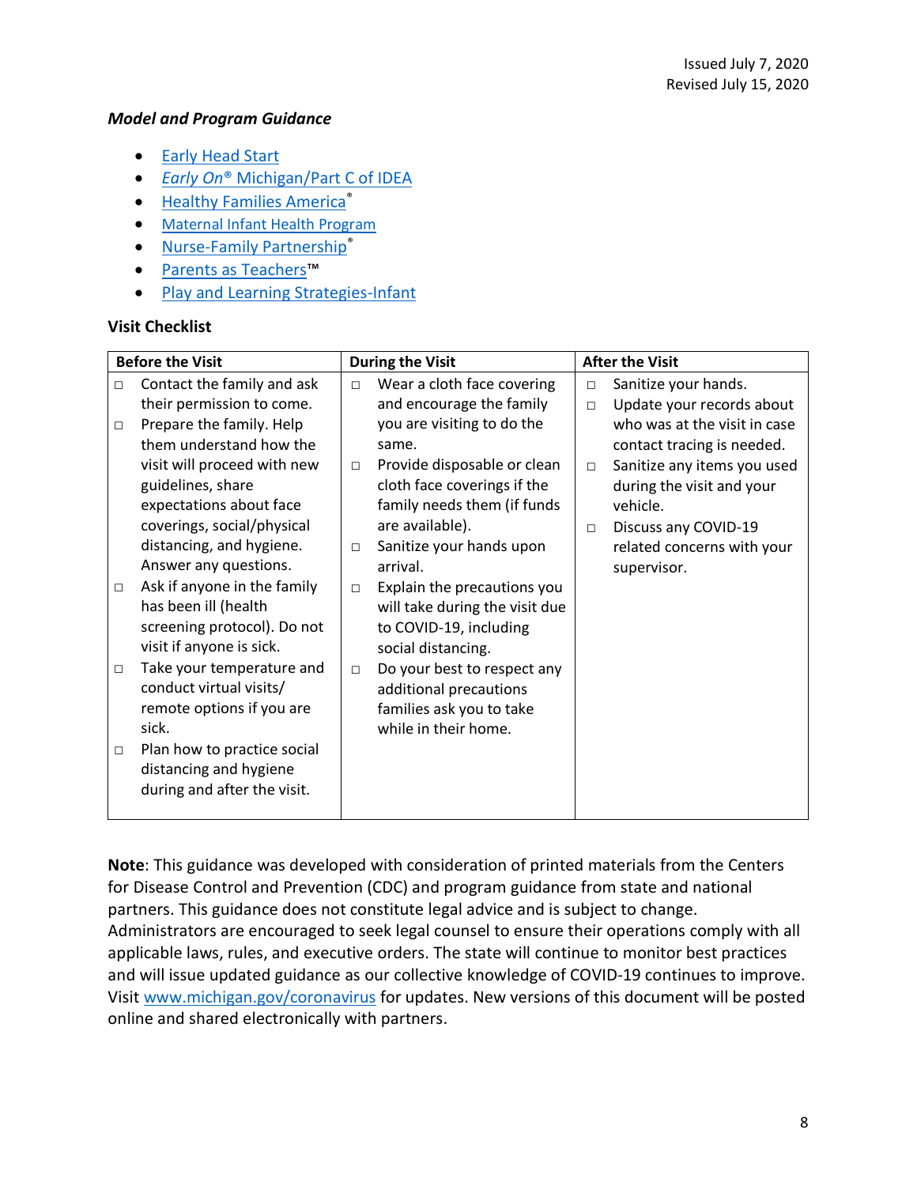Issued July 7, 2020
Revised July 15, 2020

### *Model and Program Guidance*

- Early Head Start
- *Early On®* Michigan/Part C of IDEA
- Healthy Families America®
- Maternal Infant Health Program
- Nurse-Family Partnership®
- Parents as Teachers™
- Play and Learning Strategies-Infant

### Visit Checklist

| Before the Visit | During the Visit | After the Visit |
| --- | --- | --- |
| □ Contact the family and ask their permission to come.<br>□ Prepare the family. Help them understand how the visit will proceed with new guidelines, share expectations about face coverings, social/physical distancing, and hygiene. Answer any questions.<br>□ Ask if anyone in the family has been ill (health screening protocol). Do not visit if anyone is sick.<br>□ Take your temperature and conduct virtual visits/ remote options if you are sick.<br>□ Plan how to practice social distancing and hygiene during and after the visit. | □ Wear a cloth face covering and encourage the family you are visiting to do the same.<br>□ Provide disposable or clean cloth face coverings if the family needs them (if funds are available).<br>□ Sanitize your hands upon arrival.<br>□ Explain the precautions you will take during the visit due to COVID-19, including social distancing.<br>□ Do your best to respect any additional precautions families ask you to take while in their home. | □ Sanitize your hands.<br>□ Update your records about who was at the visit in case contact tracing is needed.<br>□ Sanitize any items you used during the visit and your vehicle.<br>□ Discuss any COVID-19 related concerns with your supervisor. |

**Note**: This guidance was developed with consideration of printed materials from the Centers for Disease Control and Prevention (CDC) and program guidance from state and national partners. This guidance does not constitute legal advice and is subject to change. Administrators are encouraged to seek legal counsel to ensure their operations comply with all applicable laws, rules, and executive orders. The state will continue to monitor best practices and will issue updated guidance as our collective knowledge of COVID-19 continues to improve. Visit www.michigan.gov/coronavirus for updates. New versions of this document will be posted online and shared electronically with partners.